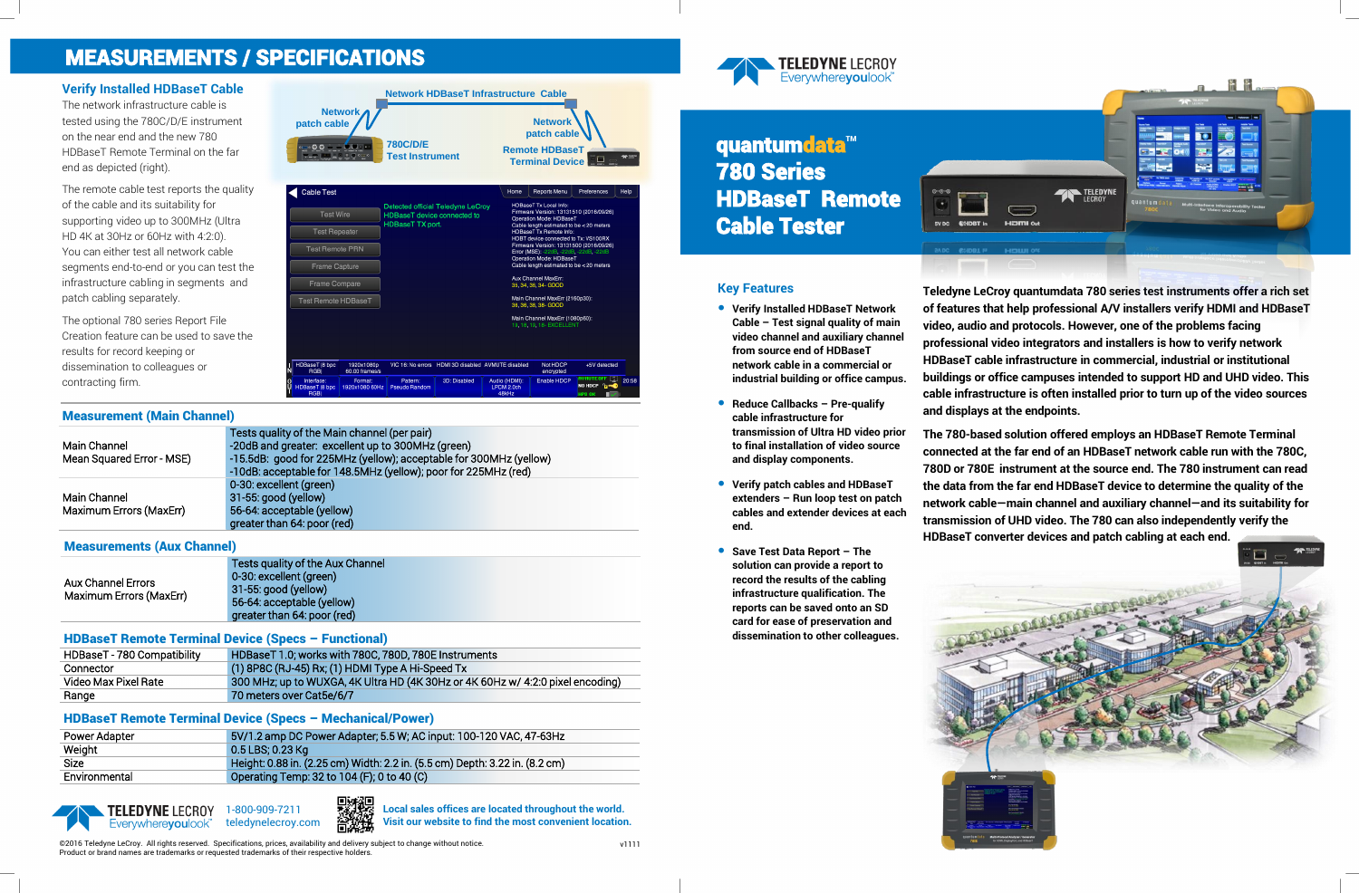# MEASUREMENTS / SPECIFICATIONS

## Verify Installed HDBaseT Cable

The network infrastructure cable is tested using the 780C/D/E instrument on the near end and the new 780 HDBaseT Remote Terminal on the far end as depicted (right).

The remote cable test reports the quality of the cable and its suitability for supporting video up to 300MHz (Ultra HD 4K at 30Hz or 60Hz with 4:2:0). You can either test all network cable segments end-to-end or you can test the infrastructure cabling in segments and patch cabling separately.

The optional 780 series Report File Creation feature can be used to save the results for record keeping or dissemination to colleagues or contracting firm.

Network HDBaseT Infrastructure Cable — Network patch cable — 780C/D/E Test Instrument — Network patch cable — Remote HDBaseT Terminal Device

## Measurement (Main Channel)

| | |
|---|---|
| Main Channel Mean Squared Error - MSE) | Tests quality of the Main channel (per pair)<br>-20dB and greater: excellent up to 300MHz (green)<br>-15.5dB: good for 225MHz (yellow); acceptable for 300MHz (yellow)<br>-10dB: acceptable for 148.5MHz (yellow); poor for 225MHz (red) |
| Main Channel Maximum Errors (MaxErr) | 0-30: excellent (green)<br>31-55: good (yellow)<br>56-64: acceptable (yellow)<br>greater than 64: poor (red) |

## Measurements (Aux Channel)

| | |
|---|---|
| Aux Channel Errors Maximum Errors (MaxErr) | Tests quality of the Aux Channel<br>0-30: excellent (green)<br>31-55: good (yellow)<br>56-64: acceptable (yellow)<br>greater than 64: poor (red) |

## HDBaseT Remote Terminal Device (Specs – Functional)

| | |
|---|---|
| HDBaseT - 780 Compatibility | HDBaseT 1.0; works with 780C, 780D, 780E Instruments |
| Connector | (1) 8P8C (RJ-45) Rx; (1) HDMI Type A Hi-Speed Tx |
| Video Max Pixel Rate | 300 MHz; up to WUXGA, 4K Ultra HD (4K 30Hz or 4K 60Hz w/ 4:2:0 pixel encoding) |
| Range | 70 meters over Cat5e/6/7 |

## HDBaseT Remote Terminal Device (Specs – Mechanical/Power)

| | |
|---|---|
| Power Adapter | 5V/1.2 amp DC Power Adapter; 5.5 W; AC input: 100-120 VAC, 47-63Hz |
| Weight | 0.5 LBS; 0.23 Kg |
| Size | Height: 0.88 in. (2.25 cm) Width: 2.2 in. (5.5 cm) Depth: 3.22 in. (8.2 cm) |
| Environmental | Operating Temp: 32 to 104 (F); 0 to 40 (C) |

TELEDYNE LECROY Everywhereyoulook™ 1-800-909-7211 teledynelecroy.com

Local sales offices are located throughout the world. Visit our website to find the most convenient location.

©2016 Teledyne LeCroy. All rights reserved. Specifications, prices, availability and delivery subject to change without notice. Product or brand names are trademarks or requested trademarks of their respective holders.

v1111

TELEDYNE LECROY Everywhereyoulook™

# quantumdata™ 780 Series HDBaseT Remote Cable Tester

## Key Features

- **Verify Installed HDBaseT Network Cable – Test signal quality of main video channel and auxiliary channel from source end of HDBaseT network cable in a commercial or industrial building or office campus.**
- **Reduce Callbacks – Pre-qualify cable infrastructure for transmission of Ultra HD video prior to final installation of video source and display components.**
- **Verify patch cables and HDBaseT extenders – Run loop test on patch cables and extender devices at each end.**
- **Save Test Data Report – The solution can provide a report to record the results of the cabling infrastructure qualification. The reports can be saved onto an SD card for ease of preservation and dissemination to other colleagues.**

**Teledyne LeCroy quantumdata 780 series test instruments offer a rich set of features that help professional A/V installers verify HDMI and HDBaseT video, audio and protocols. However, one of the problems facing professional video integrators and installers is how to verify network HDBaseT cable infrastructure in commercial, industrial or institutional buildings or office campuses intended to support HD and UHD video. This cable infrastructure is often installed prior to turn up of the video sources and displays at the endpoints.**

**The 780-based solution offered employs an HDBaseT Remote Terminal connected at the far end of an HDBaseT network cable run with the 780C, 780D or 780E instrument at the source end. The 780 instrument can read the data from the far end HDBaseT device to determine the quality of the network cable—main channel and auxiliary channel—and its suitability for transmission of UHD video. The 780 can also independently verify the HDBaseT converter devices and patch cabling at each end.**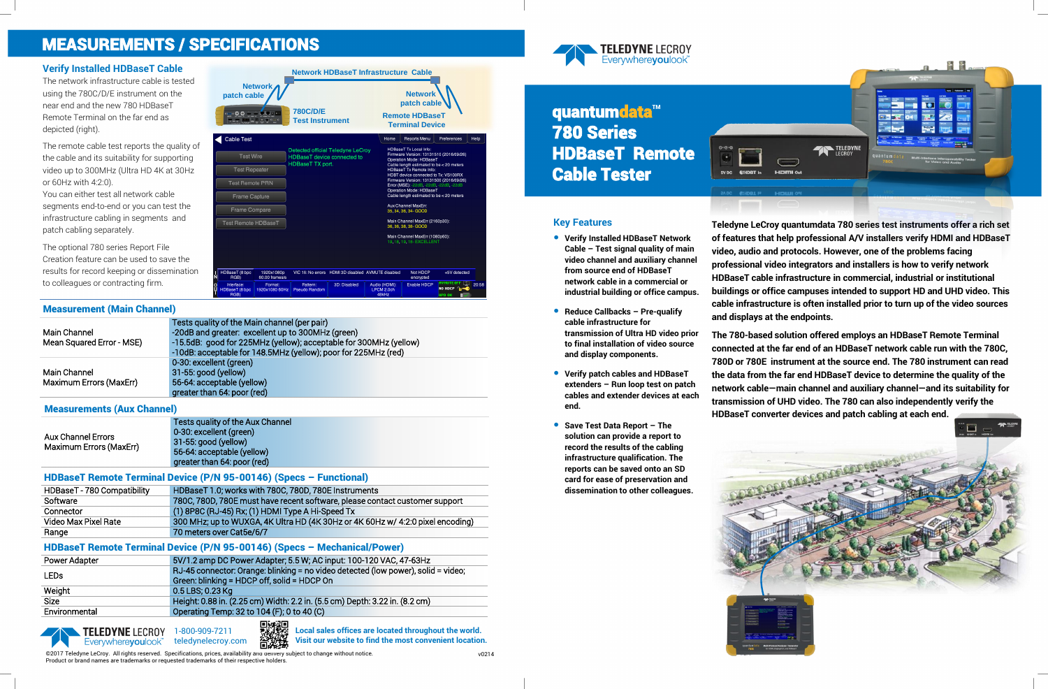# MEASUREMENTS / SPECIFICATIONS

## Verify Installed HDBaseT Cable

The network infrastructure cable is tested using the 780C/D/E instrument on the near end and the new 780 HDBaseT Remote Terminal on the far end as depicted (right).

The remote cable test reports the quality of the cable and its suitability for supporting video up to 300MHz (Ultra HD 4K at 30Hz or 60Hz with 4:2:0).

You can either test all network cable segments end-to-end or you can test the infrastructure cabling in segments and patch cabling separately.

The optional 780 series Report File Creation feature can be used to save the results for record keeping or dissemination to colleagues or contracting firm.

Network HDBaseT Infrastructure Cable

Network patch cable

780C/D/E Test Instrument

Network patch cable

Remote HDBaseT Terminal Device

## Measurement (Main Channel)

| | |
|---|---|
| Main Channel Mean Squared Error - MSE) | Tests quality of the Main channel (per pair)<br>-20dB and greater: excellent up to 300MHz (green)<br>-15.5dB: good for 225MHz (yellow); acceptable for 300MHz (yellow)<br>-10dB: acceptable for 148.5MHz (yellow); poor for 225MHz (red) |
| Main Channel Maximum Errors (MaxErr) | 0-30: excellent (green)<br>31-55: good (yellow)<br>56-64: acceptable (yellow)<br>greater than 64: poor (red) |

## Measurements (Aux Channel)

| | |
|---|---|
| Aux Channel Errors Maximum Errors (MaxErr) | Tests quality of the Aux Channel<br>0-30: excellent (green)<br>31-55: good (yellow)<br>56-64: acceptable (yellow)<br>greater than 64: poor (red) |

## HDBaseT Remote Terminal Device (P/N 95-00146) (Specs – Functional)

| | |
|---|---|
| HDBaseT - 780 Compatibility | HDBaseT 1.0; works with 780C, 780D, 780E Instruments |
| Software | 780C, 780D, 780E must have recent software, please contact customer support |
| Connector | (1) 8P8C (RJ-45) Rx; (1) HDMI Type A Hi-Speed Tx |
| Video Max Pixel Rate | 300 MHz; up to WUXGA, 4K Ultra HD (4K 30Hz or 4K 60Hz w/ 4:2:0 pixel encoding) |
| Range | 70 meters over Cat5e/6/7 |

## HDBaseT Remote Terminal Device (P/N 95-00146) (Specs – Mechanical/Power)

| | |
|---|---|
| Power Adapter | 5V/1.2 amp DC Power Adapter; 5.5 W; AC input: 100-120 VAC, 47-63Hz |
| LEDs | RJ-45 connector: Orange: blinking = no video detected (low power), solid = video;<br>Green: blinking = HDCP off, solid = HDCP On |
| Weight | 0.5 LBS; 0.23 Kg |
| Size | Height: 0.88 in. (2.25 cm) Width: 2.2 in. (5.5 cm) Depth: 3.22 in. (8.2 cm) |
| Environmental | Operating Temp: 32 to 104 (F); 0 to 40 (C) |

TELEDYNE LECROY Everywhereyoulook™ 1-800-909-7211 teledynelecroy.com

Local sales offices are located throughout the world. Visit our website to find the most convenient location.

©2017 Teledyne LeCroy. All rights reserved. Specifications, prices, availability and delivery subject to change without notice. Product or brand names are trademarks or requested trademarks of their respective holders.

v0214

TELEDYNE LECROY Everywhereyoulook™

# quantumdata™ 780 Series HDBaseT Remote Cable Tester

## Key Features

- **Verify Installed HDBaseT Network Cable – Test signal quality of main video channel and auxiliary channel from source end of HDBaseT network cable in a commercial or industrial building or office campus.**
- **Reduce Callbacks – Pre-qualify cable infrastructure for transmission of Ultra HD video prior to final installation of video source and display components.**
- **Verify patch cables and HDBaseT extenders – Run loop test on patch cables and extender devices at each end.**
- **Save Test Data Report – The solution can provide a report to record the results of the cabling infrastructure qualification. The reports can be saved onto an SD card for ease of preservation and dissemination to other colleagues.**

**Teledyne LeCroy quantumdata 780 series test instruments offer a rich set of features that help professional A/V installers verify HDMI and HDBaseT video, audio and protocols. However, one of the problems facing professional video integrators and installers is how to verify network HDBaseT cable infrastructure in commercial, industrial or institutional buildings or office campuses intended to support HD and UHD video. This cable infrastructure is often installed prior to turn up of the video sources and displays at the endpoints.**

**The 780-based solution offered employs an HDBaseT Remote Terminal connected at the far end of an HDBaseT network cable run with the 780C, 780D or 780E instrument at the source end. The 780 instrument can read the data from the far end HDBaseT device to determine the quality of the network cable—main channel and auxiliary channel—and its suitability for transmission of UHD video. The 780 can also independently verify the HDBaseT converter devices and patch cabling at each end.**